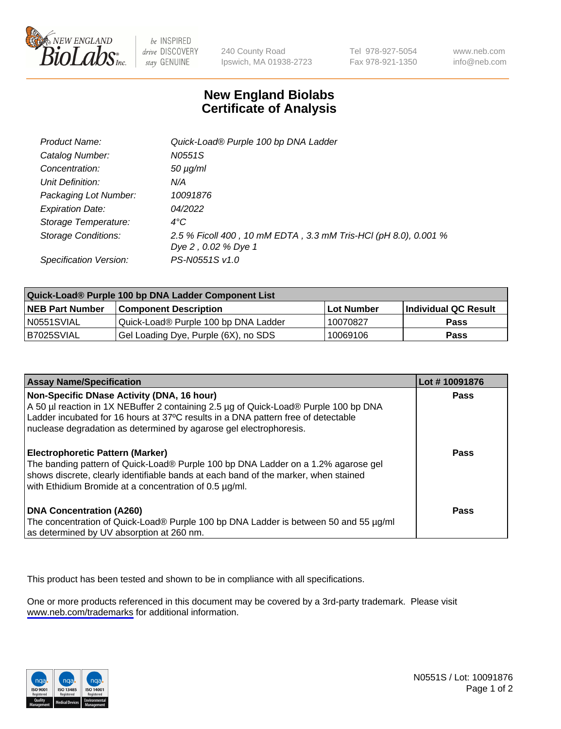# New England Biolabs Certificate of Analysis

| | |
|---|---|
| *Product Name:* | *Quick-Load® Purple 100 bp DNA Ladder* |
| *Catalog Number:* | *N0551S* |
| *Concentration:* | *50 µg/ml* |
| *Unit Definition:* | *N/A* |
| *Packaging Lot Number:* | *10091876* |
| *Expiration Date:* | *04/2022* |
| *Storage Temperature:* | *4°C* |
| *Storage Conditions:* | *2.5 % Ficoll 400 , 10 mM EDTA , 3.3 mM Tris-HCl (pH 8.0), 0.001 % Dye 2 , 0.02 % Dye 1* |
| *Specification Version:* | *PS-N0551S v1.0* |

| Quick-Load® Purple 100 bp DNA Ladder Component List | | | |
|---|---|---|---|
| **NEB Part Number** | **Component Description** | **Lot Number** | **Individual QC Result** |
| N0551SVIAL | Quick-Load® Purple 100 bp DNA Ladder | 10070827 | **Pass** |
| B7025SVIAL | Gel Loading Dye, Purple (6X), no SDS | 10069106 | **Pass** |

| Assay Name/Specification | Lot # 10091876 |
|---|---|
| **Non-Specific DNase Activity (DNA, 16 hour)** A 50 µl reaction in 1X NEBuffer 2 containing 2.5 µg of Quick-Load® Purple 100 bp DNA Ladder incubated for 16 hours at 37ºC results in a DNA pattern free of detectable nuclease degradation as determined by agarose gel electrophoresis. | **Pass** |
| **Electrophoretic Pattern (Marker)** The banding pattern of Quick-Load® Purple 100 bp DNA Ladder on a 1.2% agarose gel shows discrete, clearly identifiable bands at each band of the marker, when stained with Ethidium Bromide at a concentration of 0.5 µg/ml. | **Pass** |
| **DNA Concentration (A260)** The concentration of Quick-Load® Purple 100 bp DNA Ladder is between 50 and 55 µg/ml as determined by UV absorption at 260 nm. | **Pass** |

This product has been tested and shown to be in compliance with all specifications.

One or more products referenced in this document may be covered by a 3rd-party trademark. Please visit www.neb.com/trademarks for additional information.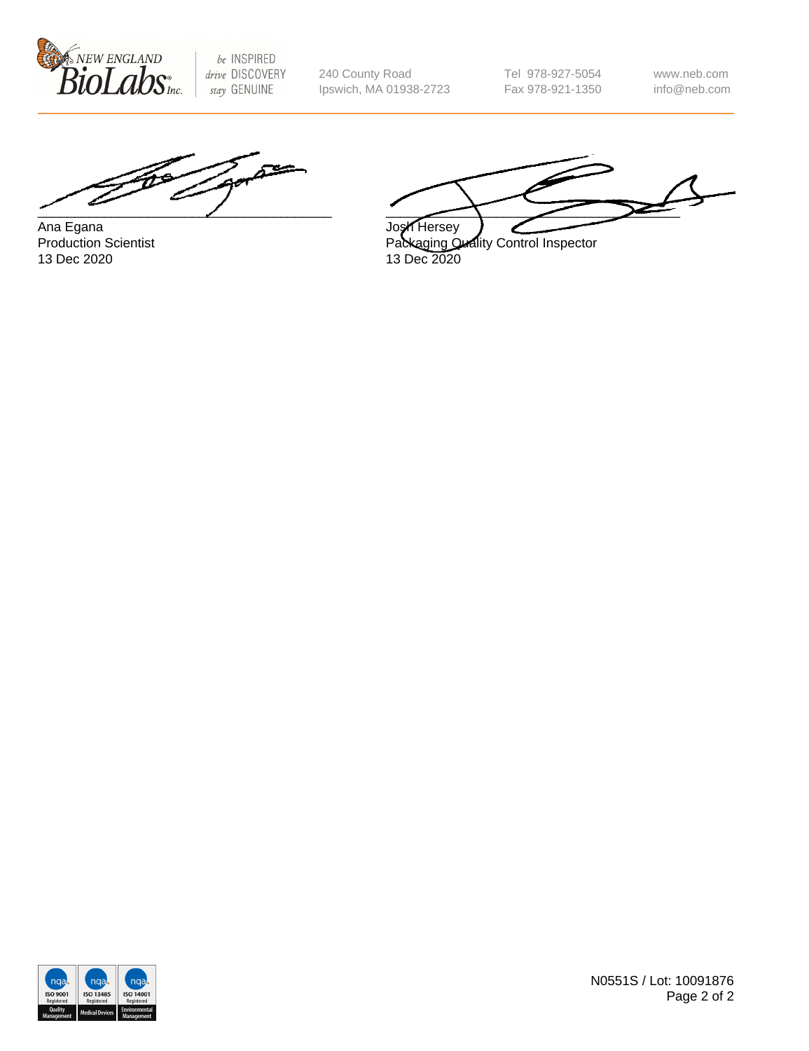Ana Egana
Production Scientist
13 Dec 2020

Josh Hersey
Packaging Quality Control Inspector
13 Dec 2020

N0551S / Lot: 10091876